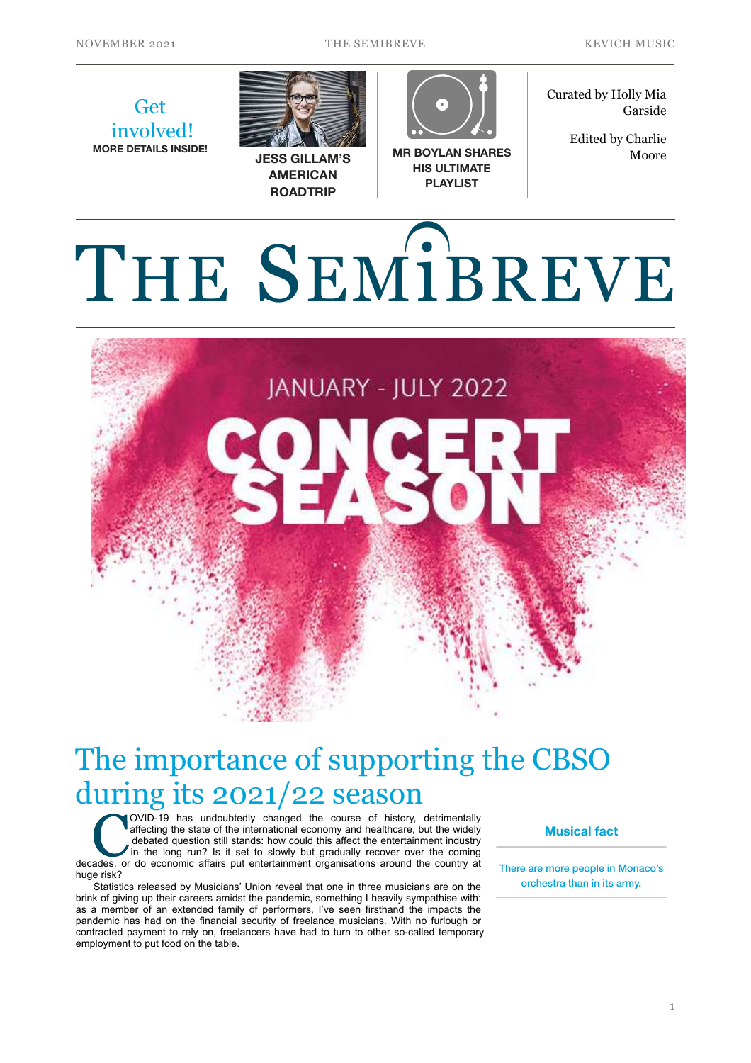Get involved!

**MORE DETAILS INSIDE!**

**JESS GILLAM'S AMERICAN ROADTRIP**

**MR BOYLAN SHARES HIS ULTIMATE PLAYLIST**

Curated by Holly Mia Garside

Edited by Charlie Moore

# THE SEMIBREVE

JANUARY - JULY 2022

CONCERT SEASON

## The importance of supporting the CBSO during its 2021/22 season

COVID-19 has undoubtedly changed the course of history, detrimentally affecting the state of the international economy and healthcare, but the widely debated question still stands: how could this affect the entertainment industry in the long run? Is it set to slowly but gradually recover over the coming decades, or do economic affairs put entertainment organisations around the country at huge risk?

Statistics released by Musicians' Union reveal that one in three musicians are on the brink of giving up their careers amidst the pandemic, something I heavily sympathise with: as a member of an extended family of performers, I've seen firsthand the impacts the pandemic has had on the financial security of freelance musicians. With no furlough or contracted payment to rely on, freelancers have had to turn to other so-called temporary employment to put food on the table.

### Musical fact

There are more people in Monaco's orchestra than in its army.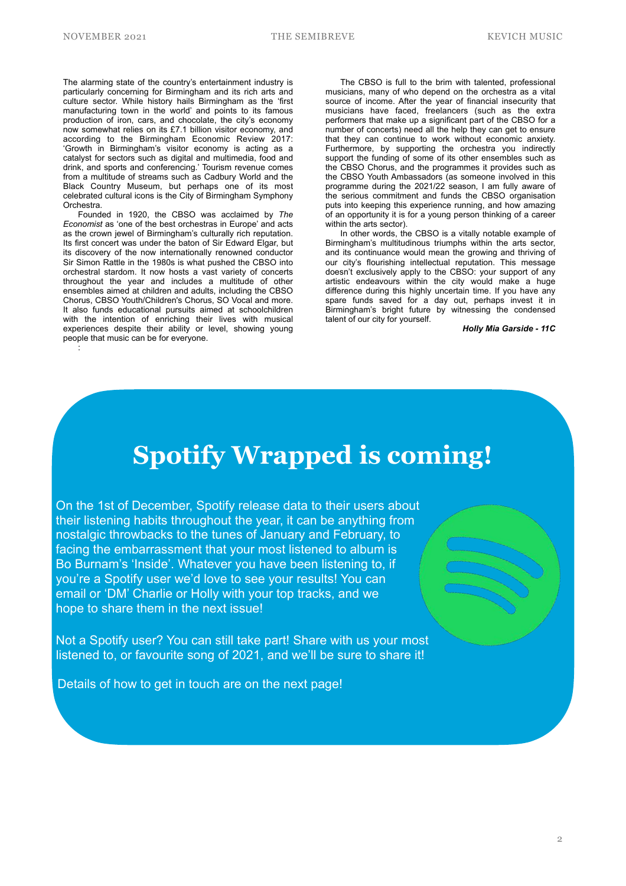The alarming state of the country's entertainment industry is particularly concerning for Birmingham and its rich arts and culture sector. While history hails Birmingham as the 'first manufacturing town in the world' and points to its famous production of iron, cars, and chocolate, the city's economy now somewhat relies on its £7.1 billion visitor economy, and according to the Birmingham Economic Review 2017: 'Growth in Birmingham's visitor economy is acting as a catalyst for sectors such as digital and multimedia, food and drink, and sports and conferencing.' Tourism revenue comes from a multitude of streams such as Cadbury World and the Black Country Museum, but perhaps one of its most celebrated cultural icons is the City of Birmingham Symphony Orchestra.

Founded in 1920, the CBSO was acclaimed by *The Economist* as 'one of the best orchestras in Europe' and acts as the crown jewel of Birmingham's culturally rich reputation. Its first concert was under the baton of Sir Edward Elgar, but its discovery of the now internationally renowned conductor Sir Simon Rattle in the 1980s is what pushed the CBSO into orchestral stardom. It now hosts a vast variety of concerts throughout the year and includes a multitude of other ensembles aimed at children and adults, including the CBSO Chorus, CBSO Youth/Children's Chorus, SO Vocal and more. It also funds educational pursuits aimed at schoolchildren with the intention of enriching their lives with musical experiences despite their ability or level, showing young people that music can be for everyone.

:

The CBSO is full to the brim with talented, professional musicians, many of who depend on the orchestra as a vital source of income. After the year of financial insecurity that musicians have faced, freelancers (such as the extra performers that make up a significant part of the CBSO for a number of concerts) need all the help they can get to ensure that they can continue to work without economic anxiety. Furthermore, by supporting the orchestra you indirectly support the funding of some of its other ensembles such as the CBSO Chorus, and the programmes it provides such as the CBSO Youth Ambassadors (as someone involved in this programme during the 2021/22 season, I am fully aware of the serious commitment and funds the CBSO organisation puts into keeping this experience running, and how amazing of an opportunity it is for a young person thinking of a career within the arts sector).

In other words, the CBSO is a vitally notable example of Birmingham's multitudinous triumphs within the arts sector, and its continuance would mean the growing and thriving of our city's flourishing intellectual reputation. This message doesn't exclusively apply to the CBSO: your support of any artistic endeavours within the city would make a huge difference during this highly uncertain time. If you have any spare funds saved for a day out, perhaps invest it in Birmingham's bright future by witnessing the condensed talent of our city for yourself.

***Holly Mia Garside - 11C***

# Spotify Wrapped is coming!

On the 1st of December, Spotify release data to their users about their listening habits throughout the year, it can be anything from nostalgic throwbacks to the tunes of January and February, to facing the embarrassment that your most listened to album is Bo Burnam's 'Inside'. Whatever you have been listening to, if you're a Spotify user we'd love to see your results! You can email or 'DM' Charlie or Holly with your top tracks, and we hope to share them in the next issue!

Not a Spotify user? You can still take part! Share with us your most listened to, or favourite song of 2021, and we'll be sure to share it!

Details of how to get in touch are on the next page!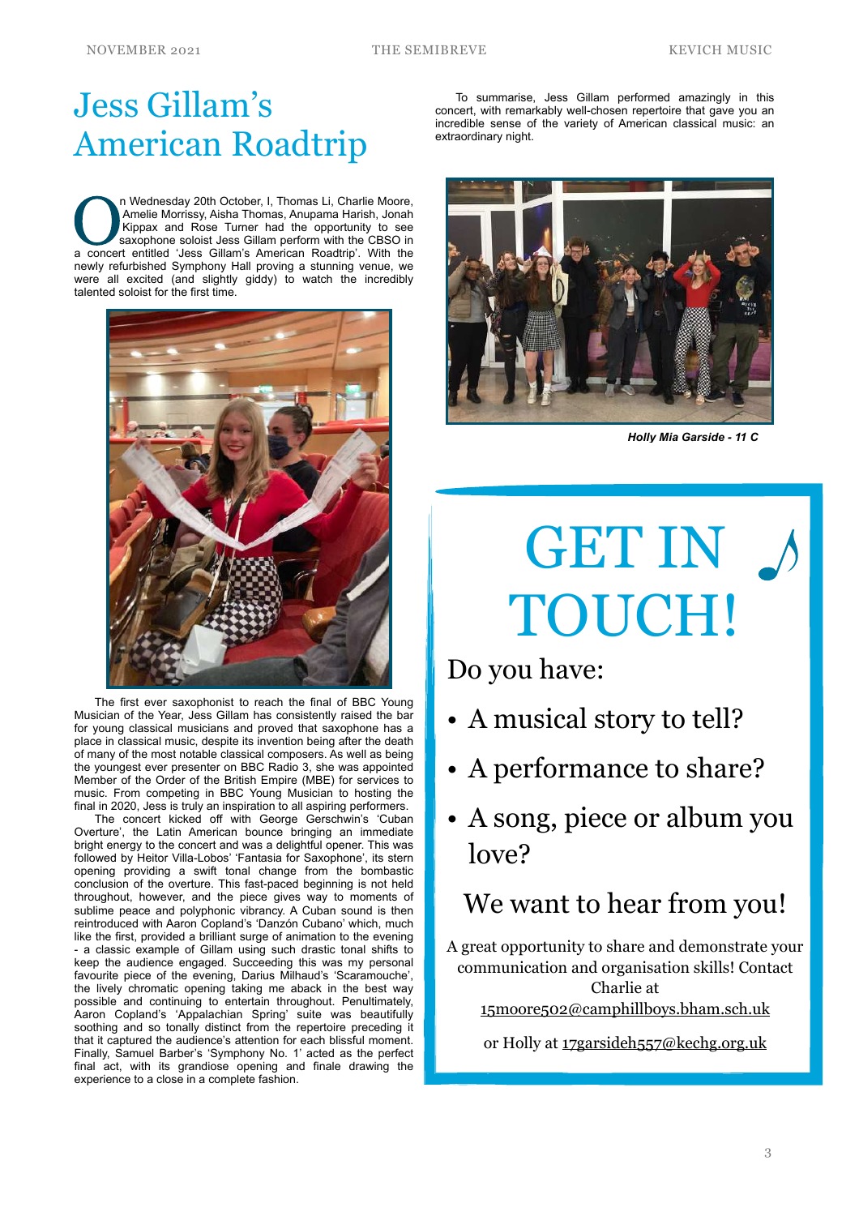# Jess Gillam's American Roadtrip

On Wednesday 20th October, I, Thomas Li, Charlie Moore, Amelie Morrissy, Aisha Thomas, Anupama Harish, Jonah Kippax and Rose Turner had the opportunity to see saxophone soloist Jess Gillam perform with the CBSO in a concert entitled 'Jess Gillam's American Roadtrip'. With the newly refurbished Symphony Hall proving a stunning venue, we were all excited (and slightly giddy) to watch the incredibly talented soloist for the first time.

The first ever saxophonist to reach the final of BBC Young Musician of the Year, Jess Gillam has consistently raised the bar for young classical musicians and proved that saxophone has a place in classical music, despite its invention being after the death of many of the most notable classical composers. As well as being the youngest ever presenter on BBC Radio 3, she was appointed Member of the Order of the British Empire (MBE) for services to music. From competing in BBC Young Musician to hosting the final in 2020, Jess is truly an inspiration to all aspiring performers.

The concert kicked off with George Gerschwin's 'Cuban Overture', the Latin American bounce bringing an immediate bright energy to the concert and was a delightful opener. This was followed by Heitor Villa-Lobos' 'Fantasia for Saxophone', its stern opening providing a swift tonal change from the bombastic conclusion of the overture. This fast-paced beginning is not held throughout, however, and the piece gives way to moments of sublime peace and polyphonic vibrancy. A Cuban sound is then reintroduced with Aaron Copland's 'Danzón Cubano' which, much like the first, provided a brilliant surge of animation to the evening - a classic example of Gillam using such drastic tonal shifts to keep the audience engaged. Succeeding this was my personal favourite piece of the evening, Darius Milhaud's 'Scaramouche', the lively chromatic opening taking me aback in the best way possible and continuing to entertain throughout. Penultimately, Aaron Copland's 'Appalachian Spring' suite was beautifully soothing and so tonally distinct from the repertoire preceding it that it captured the audience's attention for each blissful moment. Finally, Samuel Barber's 'Symphony No. 1' acted as the perfect final act, with its grandiose opening and finale drawing the experience to a close in a complete fashion.

To summarise, Jess Gillam performed amazingly in this concert, with remarkably well-chosen repertoire that gave you an incredible sense of the variety of American classical music: an extraordinary night.

***Holly Mia Garside - 11 C***

# GET IN TOUCH!

Do you have:

- A musical story to tell?
- A performance to share?
- A song, piece or album you love?

We want to hear from you!

A great opportunity to share and demonstrate your communication and organisation skills! Contact Charlie at 15moore502@camphillboys.bham.sch.uk

or Holly at 17garsideh557@kechg.org.uk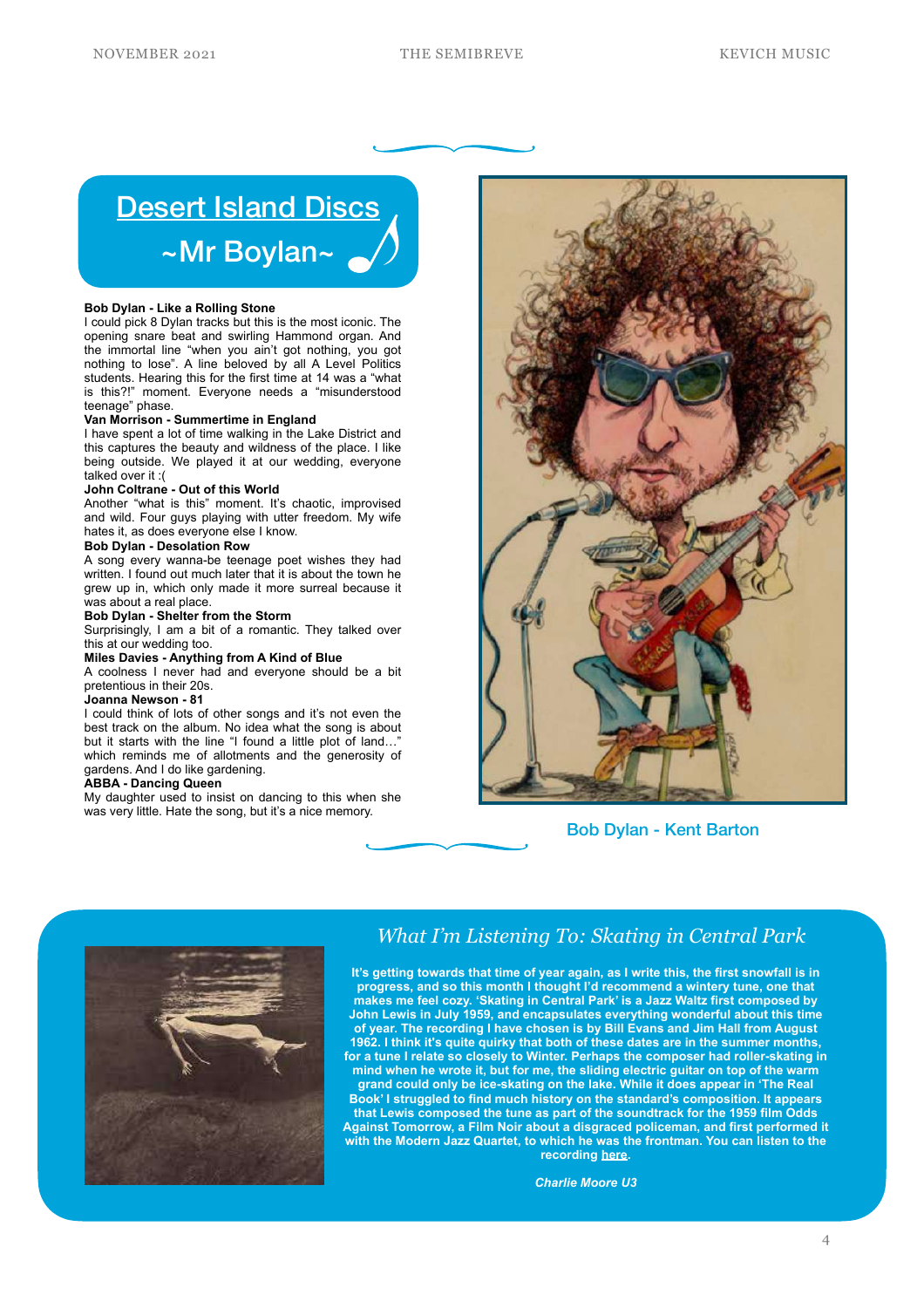# Desert Island Discs

## ~Mr Boylan~

**Bob Dylan - Like a Rolling Stone**
I could pick 8 Dylan tracks but this is the most iconic. The opening snare beat and swirling Hammond organ. And the immortal line "when you ain't got nothing, you got nothing to lose". A line beloved by all A Level Politics students. Hearing this for the first time at 14 was a "what is this?!" moment. Everyone needs a "misunderstood teenage" phase.

**Van Morrison - Summertime in England**
I have spent a lot of time walking in the Lake District and this captures the beauty and wildness of the place. I like being outside. We played it at our wedding, everyone talked over it :(

**John Coltrane - Out of this World**
Another "what is this" moment. It's chaotic, improvised and wild. Four guys playing with utter freedom. My wife hates it, as does everyone else I know.

**Bob Dylan - Desolation Row**
A song every wanna-be teenage poet wishes they had written. I found out much later that it is about the town he grew up in, which only made it more surreal because it was about a real place.

**Bob Dylan - Shelter from the Storm**
Surprisingly, I am a bit of a romantic. They talked over this at our wedding too.

**Miles Davies - Anything from A Kind of Blue**
A coolness I never had and everyone should be a bit pretentious in their 20s.

**Joanna Newson - 81**
I could think of lots of other songs and it's not even the best track on the album. No idea what the song is about but it starts with the line "I found a little plot of land…" which reminds me of allotments and the generosity of gardens. And I do like gardening.

**ABBA - Dancing Queen**
My daughter used to insist on dancing to this when she was very little. Hate the song, but it's a nice memory.

Bob Dylan - Kent Barton

## *What I'm Listening To: Skating in Central Park*

**It's getting towards that time of year again, as I write this, the first snowfall is in progress, and so this month I thought I'd recommend a wintery tune, one that makes me feel cozy. 'Skating in Central Park' is a Jazz Waltz first composed by John Lewis in July 1959, and encapsulates everything wonderful about this time of year. The recording I have chosen is by Bill Evans and Jim Hall from August 1962. I think it's quite quirky that both of these dates are in the summer months, for a tune I relate so closely to Winter. Perhaps the composer had roller-skating in mind when he wrote it, but for me, the sliding electric guitar on top of the warm grand could only be ice-skating on the lake. While it does appear in 'The Real Book' I struggled to find much history on the standard's composition. It appears that Lewis composed the tune as part of the soundtrack for the 1959 film Odds Against Tomorrow, a Film Noir about a disgraced policeman, and first performed it with the Modern Jazz Quartet, to which he was the frontman. You can listen to the recording here.**

***Charlie Moore U3***